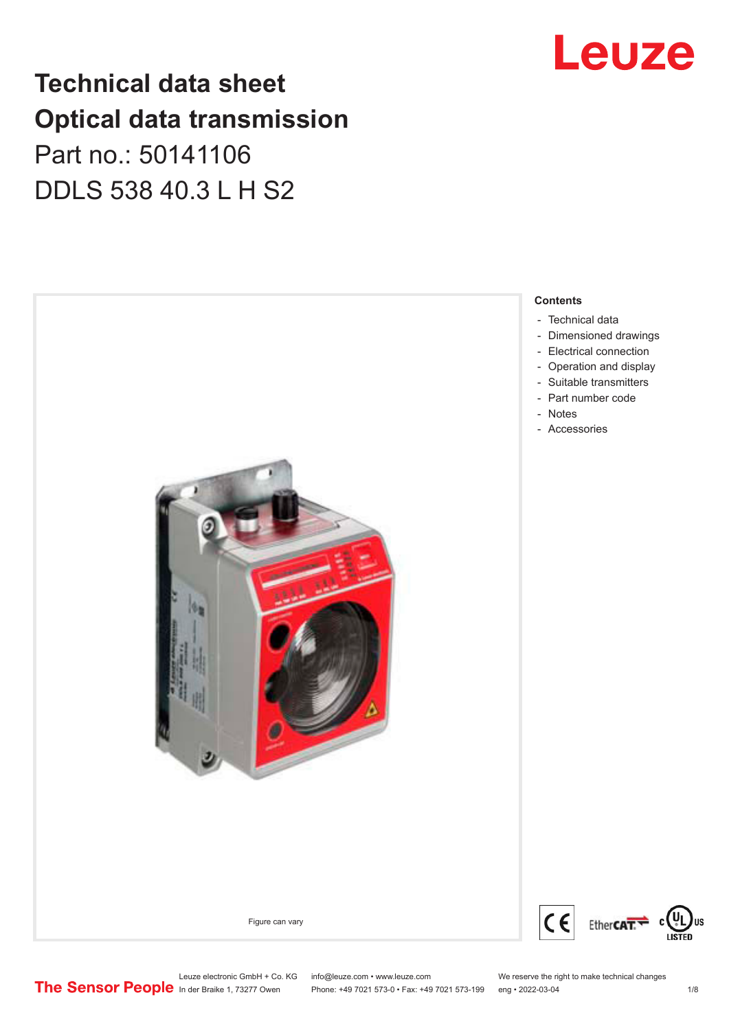# Technical data sheet
# Optical data transmission

Part no.: 50141106

DDLS 538 40.3 L H S2

Figure can vary

**Contents**

- Technical data
- Dimensioned drawings
- Electrical connection
- Operation and display
- Suitable transmitters
- Part number code
- Notes
- Accessories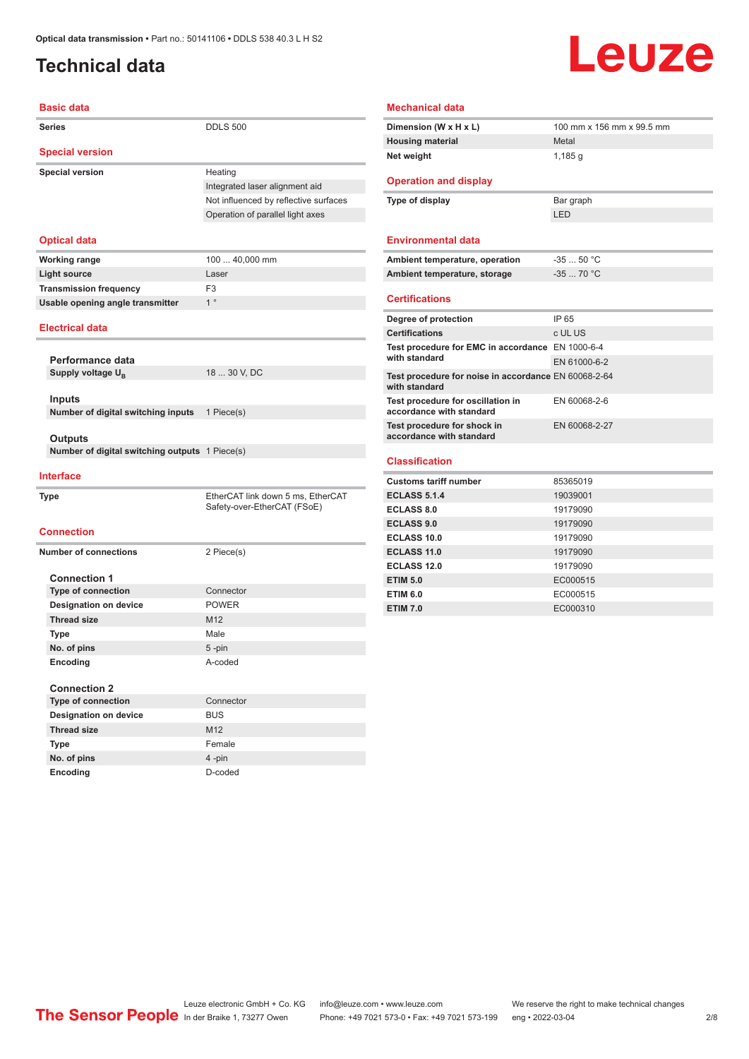# Technical data

## Basic data

| | |
|---|---|
| Series | DDLS 500 |

## Special version

| | |
|---|---|
| Special version | Heating |
| | Integrated laser alignment aid |
| | Not influenced by reflective surfaces |
| | Operation of parallel light axes |

## Optical data

| | |
|---|---|
| Working range | 100 ... 40,000 mm |
| Light source | Laser |
| Transmission frequency | F3 |
| Usable opening angle transmitter | 1 ° |

## Electrical data

**Performance data**

| | |
|---|---|
| Supply voltage $U_B$ | 18 ... 30 V, DC |

**Inputs**

| | |
|---|---|
| Number of digital switching inputs | 1 Piece(s) |

**Outputs**

| | |
|---|---|
| Number of digital switching outputs | 1 Piece(s) |

## Interface

| | |
|---|---|
| Type | EtherCAT link down 5 ms, EtherCAT Safety-over-EtherCAT (FSoE) |

## Connection

| | |
|---|---|
| Number of connections | 2 Piece(s) |

**Connection 1**

| | |
|---|---|
| Type of connection | Connector |
| Designation on device | POWER |
| Thread size | M12 |
| Type | Male |
| No. of pins | 5 -pin |
| Encoding | A-coded |

**Connection 2**

| | |
|---|---|
| Type of connection | Connector |
| Designation on device | BUS |
| Thread size | M12 |
| Type | Female |
| No. of pins | 4 -pin |
| Encoding | D-coded |

## Mechanical data

| | |
|---|---|
| Dimension (W x H x L) | 100 mm x 156 mm x 99.5 mm |
| Housing material | Metal |
| Net weight | 1,185 g |

## Operation and display

| | |
|---|---|
| Type of display | Bar graph |
| | LED |

## Environmental data

| | |
|---|---|
| Ambient temperature, operation | -35 ... 50 °C |
| Ambient temperature, storage | -35 ... 70 °C |

## Certifications

| | |
|---|---|
| Degree of protection | IP 65 |
| Certifications | c UL US |
| Test procedure for EMC in accordance with standard | EN 1000-6-4 |
| | EN 61000-6-2 |
| Test procedure for noise in accordance with standard | EN 60068-2-64 |
| Test procedure for oscillation in accordance with standard | EN 60068-2-6 |
| Test procedure for shock in accordance with standard | EN 60068-2-27 |

## Classification

| | |
|---|---|
| Customs tariff number | 85365019 |
| ECLASS 5.1.4 | 19039001 |
| ECLASS 8.0 | 19179090 |
| ECLASS 9.0 | 19179090 |
| ECLASS 10.0 | 19179090 |
| ECLASS 11.0 | 19179090 |
| ECLASS 12.0 | 19179090 |
| ETIM 5.0 | EC000515 |
| ETIM 6.0 | EC000515 |
| ETIM 7.0 | EC000310 |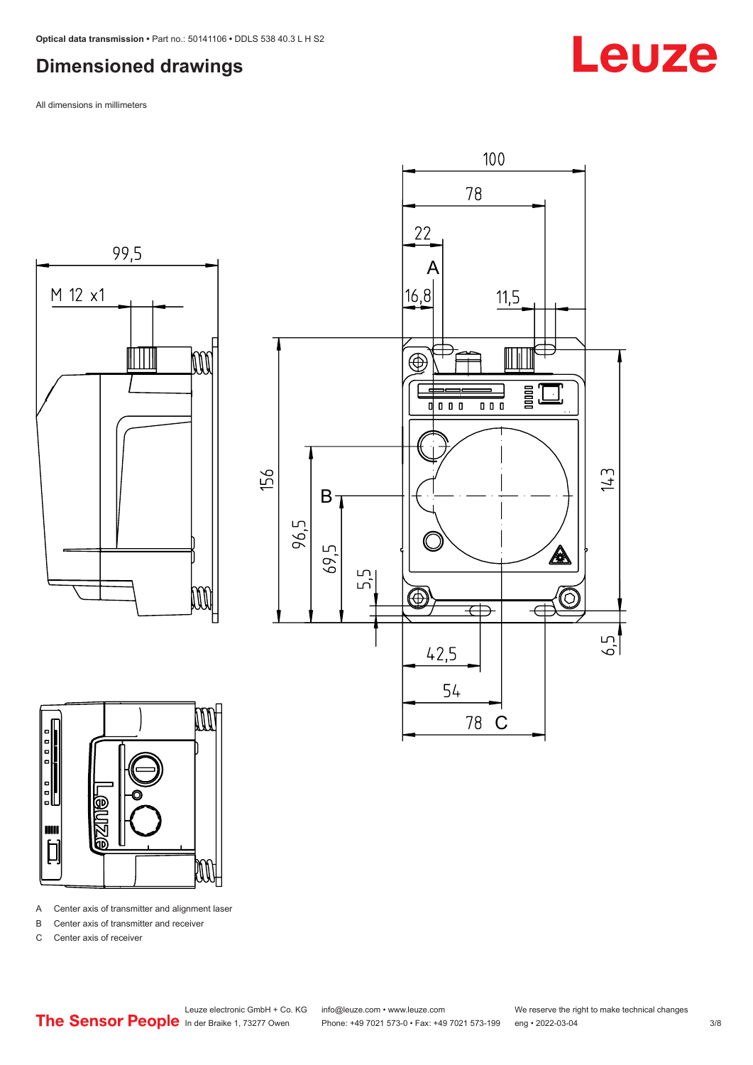## Dimensioned drawings

All dimensions in millimeters

A Center axis of transmitter and alignment laser

B Center axis of transmitter and receiver

C Center axis of receiver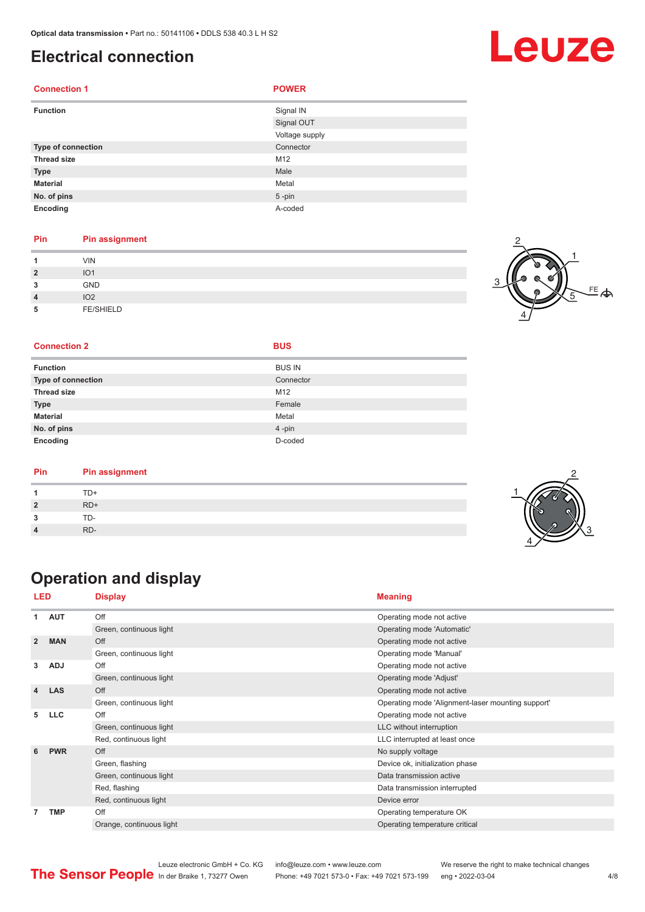# Electrical connection

| Connection 1 | POWER |
|---|---|
| **Function** | Signal IN |
| | Signal OUT |
| | Voltage supply |
| **Type of connection** | Connector |
| **Thread size** | M12 |
| **Type** | Male |
| **Material** | Metal |
| **No. of pins** | 5 -pin |
| **Encoding** | A-coded |

| Pin | Pin assignment |
|---|---|
| 1 | VIN |
| 2 | IO1 |
| 3 | GND |
| 4 | IO2 |
| 5 | FE/SHIELD |

| Connection 2 | BUS |
|---|---|
| **Function** | BUS IN |
| **Type of connection** | Connector |
| **Thread size** | M12 |
| **Type** | Female |
| **Material** | Metal |
| **No. of pins** | 4 -pin |
| **Encoding** | D-coded |

| Pin | Pin assignment |
|---|---|
| 1 | TD+ |
| 2 | RD+ |
| 3 | TD- |
| 4 | RD- |

# Operation and display

| LED | | Display | Meaning |
|---|---|---|---|
| 1 | AUT | Off | Operating mode not active |
| | | Green, continuous light | Operating mode 'Automatic' |
| 2 | MAN | Off | Operating mode not active |
| | | Green, continuous light | Operating mode 'Manual' |
| 3 | ADJ | Off | Operating mode not active |
| | | Green, continuous light | Operating mode 'Adjust' |
| 4 | LAS | Off | Operating mode not active |
| | | Green, continuous light | Operating mode 'Alignment-laser mounting support' |
| 5 | LLC | Off | Operating mode not active |
| | | Green, continuous light | LLC without interruption |
| | | Red, continuous light | LLC interrupted at least once |
| 6 | PWR | Off | No supply voltage |
| | | Green, flashing | Device ok, initialization phase |
| | | Green, continuous light | Data transmission active |
| | | Red, flashing | Data transmission interrupted |
| | | Red, continuous light | Device error |
| 7 | TMP | Off | Operating temperature OK |
| | | Orange, continuous light | Operating temperature critical |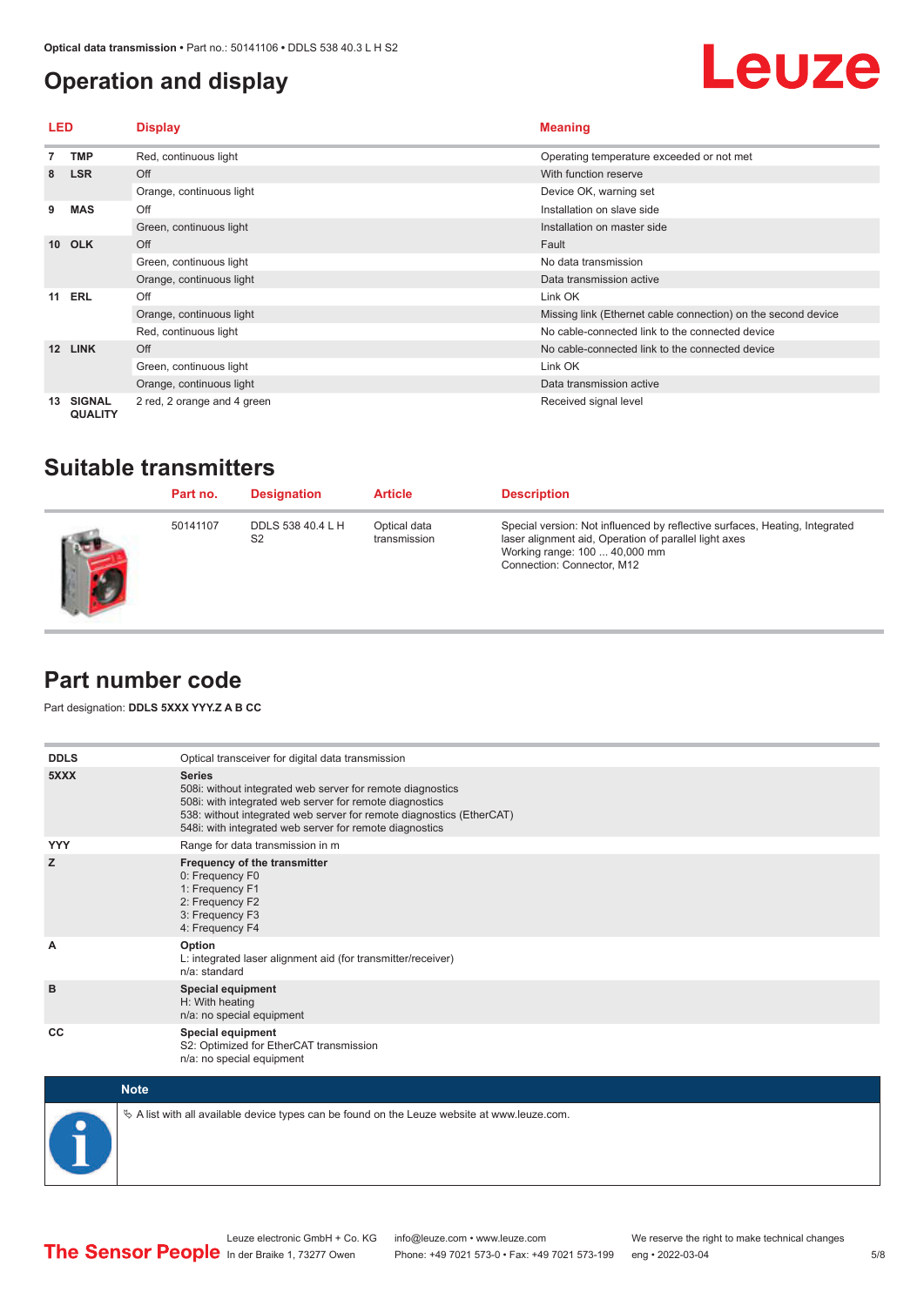# Operation and display

| LED | | Display | Meaning |
|---|---|---|---|
| 7 | TMP | Red, continuous light | Operating temperature exceeded or not met |
| 8 | LSR | Off | With function reserve |
| | | Orange, continuous light | Device OK, warning set |
| 9 | MAS | Off | Installation on slave side |
| | | Green, continuous light | Installation on master side |
| 10 | OLK | Off | Fault |
| | | Green, continuous light | No data transmission |
| | | Orange, continuous light | Data transmission active |
| 11 | ERL | Off | Link OK |
| | | Orange, continuous light | Missing link (Ethernet cable connection) on the second device |
| | | Red, continuous light | No cable-connected link to the connected device |
| 12 | LINK | Off | No cable-connected link to the connected device |
| | | Green, continuous light | Link OK |
| | | Orange, continuous light | Data transmission active |
| 13 | SIGNAL QUALITY | 2 red, 2 orange and 4 green | Received signal level |

# Suitable transmitters

| | Part no. | Designation | Article | Description |
|---|---|---|---|---|
| | 50141107 | DDLS 538 40.4 L H S2 | Optical data transmission | Special version: Not influenced by reflective surfaces, Heating, Integrated laser alignment aid, Operation of parallel light axes<br>Working range: 100 ... 40,000 mm<br>Connection: Connector, M12 |

# Part number code

Part designation: **DDLS 5XXX YYY.Z A B CC**

| | |
|---|---|
| **DDLS** | Optical transceiver for digital data transmission |
| **5XXX** | **Series**<br>508i: without integrated web server for remote diagnostics<br>508i: with integrated web server for remote diagnostics<br>538: without integrated web server for remote diagnostics (EtherCAT)<br>548i: with integrated web server for remote diagnostics |
| **YYY** | Range for data transmission in m |
| **Z** | **Frequency of the transmitter**<br>0: Frequency F0<br>1: Frequency F1<br>2: Frequency F2<br>3: Frequency F3<br>4: Frequency F4 |
| **A** | **Option**<br>L: integrated laser alignment aid (for transmitter/receiver)<br>n/a: standard |
| **B** | **Special equipment**<br>H: With heating<br>n/a: no special equipment |
| **CC** | **Special equipment**<br>S2: Optimized for EtherCAT transmission<br>n/a: no special equipment |

**Note**

✎ A list with all available device types can be found on the Leuze website at www.leuze.com.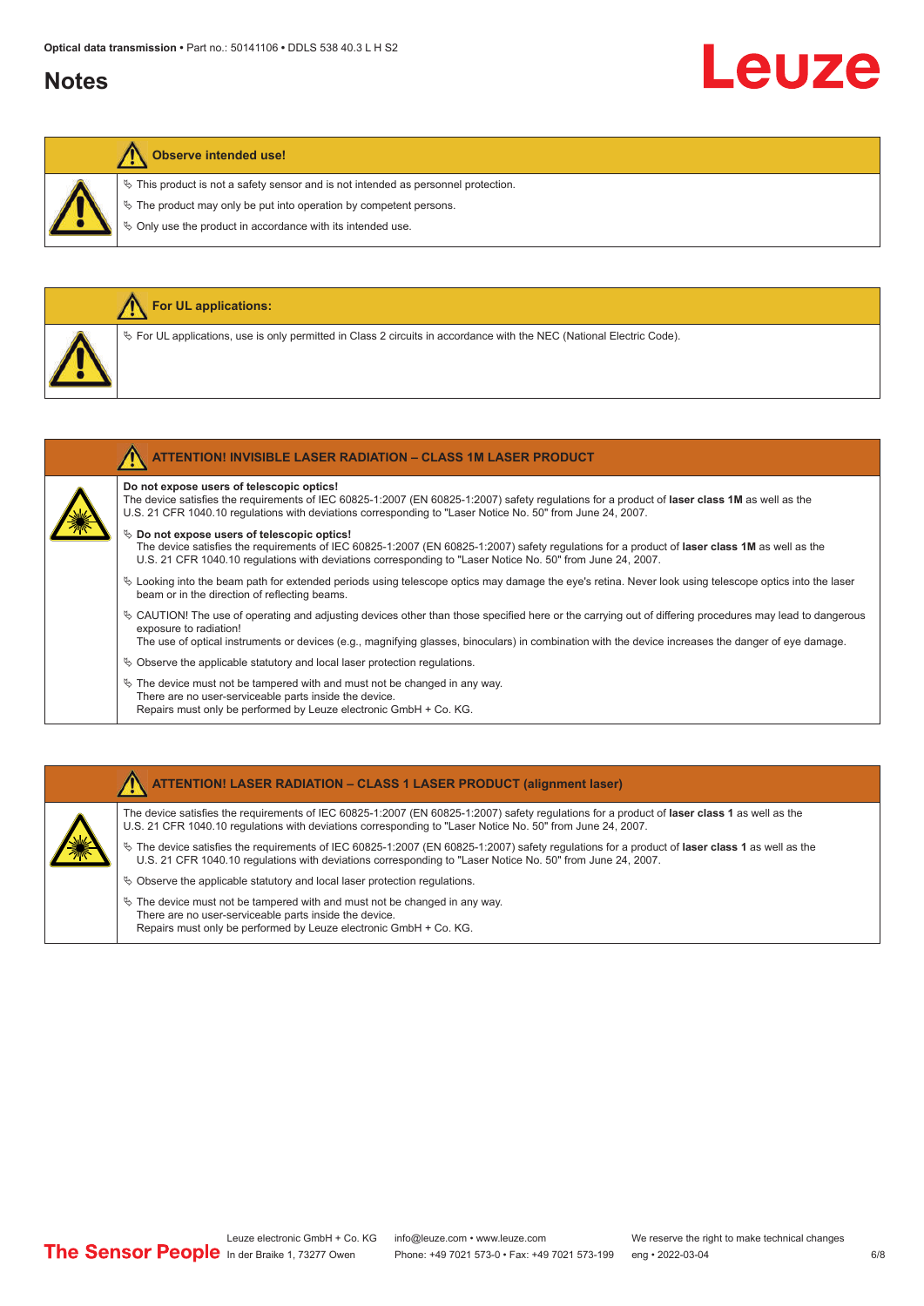# Notes

## Observe intended use!

- ✎ This product is not a safety sensor and is not intended as personnel protection.
- ✎ The product may only be put into operation by competent persons.
- ✎ Only use the product in accordance with its intended use.

## For UL applications:

- ✎ For UL applications, use is only permitted in Class 2 circuits in accordance with the NEC (National Electric Code).

## ATTENTION! INVISIBLE LASER RADIATION – CLASS 1M LASER PRODUCT

**Do not expose users of telescopic optics!**
The device satisfies the requirements of IEC 60825-1:2007 (EN 60825-1:2007) safety regulations for a product of **laser class 1M** as well as the U.S. 21 CFR 1040.10 regulations with deviations corresponding to "Laser Notice No. 50" from June 24, 2007.

- ✎ **Do not expose users of telescopic optics!**
  The device satisfies the requirements of IEC 60825-1:2007 (EN 60825-1:2007) safety regulations for a product of **laser class 1M** as well as the U.S. 21 CFR 1040.10 regulations with deviations corresponding to "Laser Notice No. 50" from June 24, 2007.
- ✎ Looking into the beam path for extended periods using telescope optics may damage the eye's retina. Never look using telescope optics into the laser beam or in the direction of reflecting beams.
- ✎ CAUTION! The use of operating and adjusting devices other than those specified here or the carrying out of differing procedures may lead to dangerous exposure to radiation!
  The use of optical instruments or devices (e.g., magnifying glasses, binoculars) in combination with the device increases the danger of eye damage.
- ✎ Observe the applicable statutory and local laser protection regulations.
- ✎ The device must not be tampered with and must not be changed in any way.
  There are no user-serviceable parts inside the device.
  Repairs must only be performed by Leuze electronic GmbH + Co. KG.

## ATTENTION! LASER RADIATION – CLASS 1 LASER PRODUCT (alignment laser)

The device satisfies the requirements of IEC 60825-1:2007 (EN 60825-1:2007) safety regulations for a product of **laser class 1** as well as the U.S. 21 CFR 1040.10 regulations with deviations corresponding to "Laser Notice No. 50" from June 24, 2007.

- ✎ The device satisfies the requirements of IEC 60825-1:2007 (EN 60825-1:2007) safety regulations for a product of **laser class 1** as well as the U.S. 21 CFR 1040.10 regulations with deviations corresponding to "Laser Notice No. 50" from June 24, 2007.
- ✎ Observe the applicable statutory and local laser protection regulations.
- ✎ The device must not be tampered with and must not be changed in any way.
  There are no user-serviceable parts inside the device.
  Repairs must only be performed by Leuze electronic GmbH + Co. KG.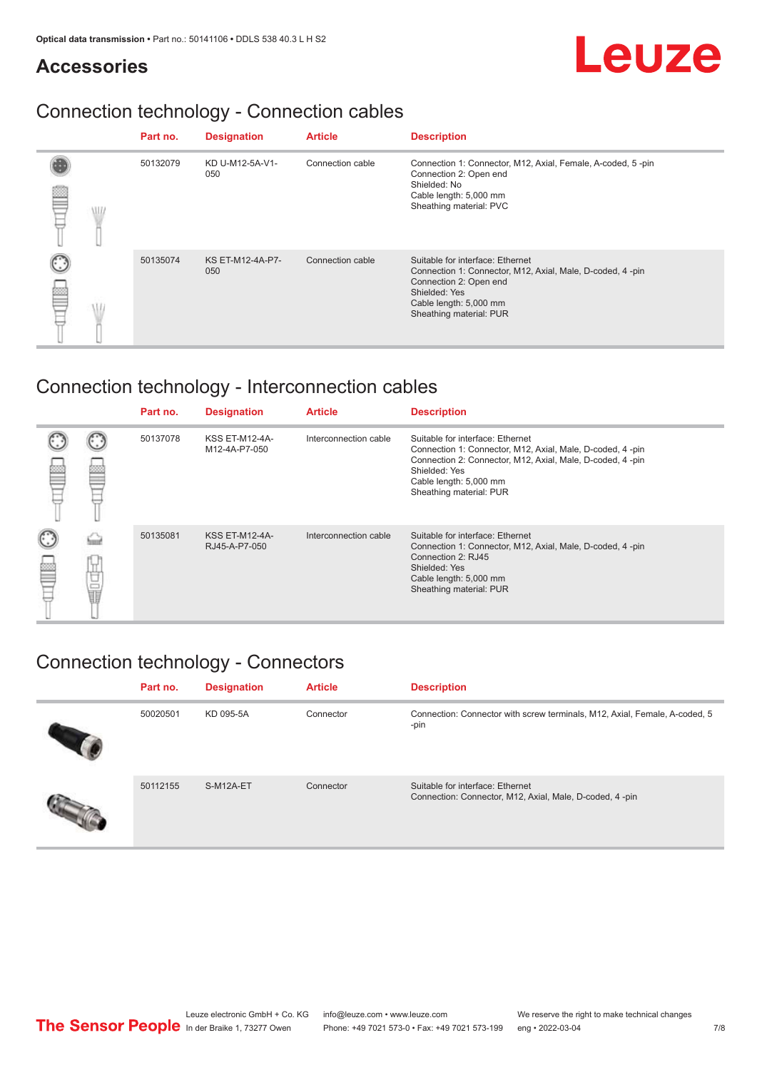## Accessories

### Connection technology - Connection cables

| Part no. | Designation | Article | Description |
|---|---|---|---|
| 50132079 | KD U-M12-5A-V1-050 | Connection cable | Connection 1: Connector, M12, Axial, Female, A-coded, 5 -pin<br>Connection 2: Open end<br>Shielded: No<br>Cable length: 5,000 mm<br>Sheathing material: PVC |
| 50135074 | KS ET-M12-4A-P7-050 | Connection cable | Suitable for interface: Ethernet<br>Connection 1: Connector, M12, Axial, Male, D-coded, 4 -pin<br>Connection 2: Open end<br>Shielded: Yes<br>Cable length: 5,000 mm<br>Sheathing material: PUR |

### Connection technology - Interconnection cables

| Part no. | Designation | Article | Description |
|---|---|---|---|
| 50137078 | KSS ET-M12-4A-M12-4A-P7-050 | Interconnection cable | Suitable for interface: Ethernet<br>Connection 1: Connector, M12, Axial, Male, D-coded, 4 -pin<br>Connection 2: Connector, M12, Axial, Male, D-coded, 4 -pin<br>Shielded: Yes<br>Cable length: 5,000 mm<br>Sheathing material: PUR |
| 50135081 | KSS ET-M12-4A-RJ45-A-P7-050 | Interconnection cable | Suitable for interface: Ethernet<br>Connection 1: Connector, M12, Axial, Male, D-coded, 4 -pin<br>Connection 2: RJ45<br>Shielded: Yes<br>Cable length: 5,000 mm<br>Sheathing material: PUR |

### Connection technology - Connectors

| Part no. | Designation | Article | Description |
|---|---|---|---|
| 50020501 | KD 095-5A | Connector | Connection: Connector with screw terminals, M12, Axial, Female, A-coded, 5 -pin |
| 50112155 | S-M12A-ET | Connector | Suitable for interface: Ethernet<br>Connection: Connector, M12, Axial, Male, D-coded, 4 -pin |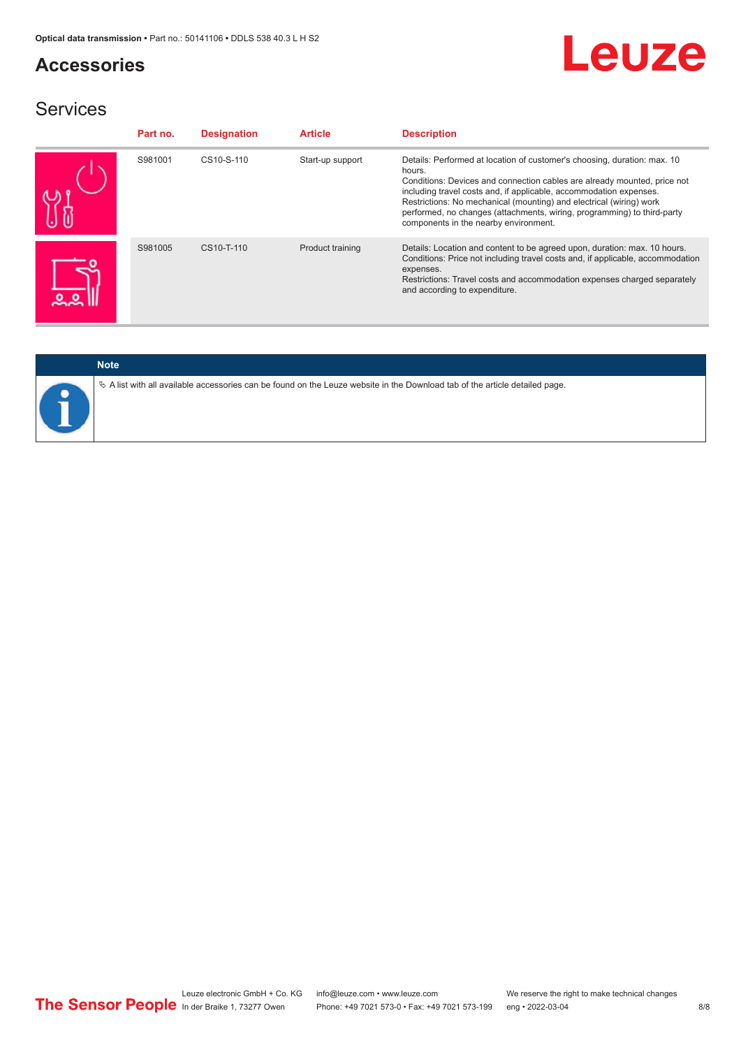# Accessories

## Services

| | Part no. | Designation | Article | Description |
|---|---|---|---|---|
| | S981001 | CS10-S-110 | Start-up support | Details: Performed at location of customer's choosing, duration: max. 10 hours.<br>Conditions: Devices and connection cables are already mounted, price not including travel costs and, if applicable, accommodation expenses.<br>Restrictions: No mechanical (mounting) and electrical (wiring) work performed, no changes (attachments, wiring, programming) to third-party components in the nearby environment. |
| | S981005 | CS10-T-110 | Product training | Details: Location and content to be agreed upon, duration: max. 10 hours.<br>Conditions: Price not including travel costs and, if applicable, accommodation expenses.<br>Restrictions: Travel costs and accommodation expenses charged separately and according to expenditure. |

**Note**

↳ A list with all available accessories can be found on the Leuze website in the Download tab of the article detailed page.